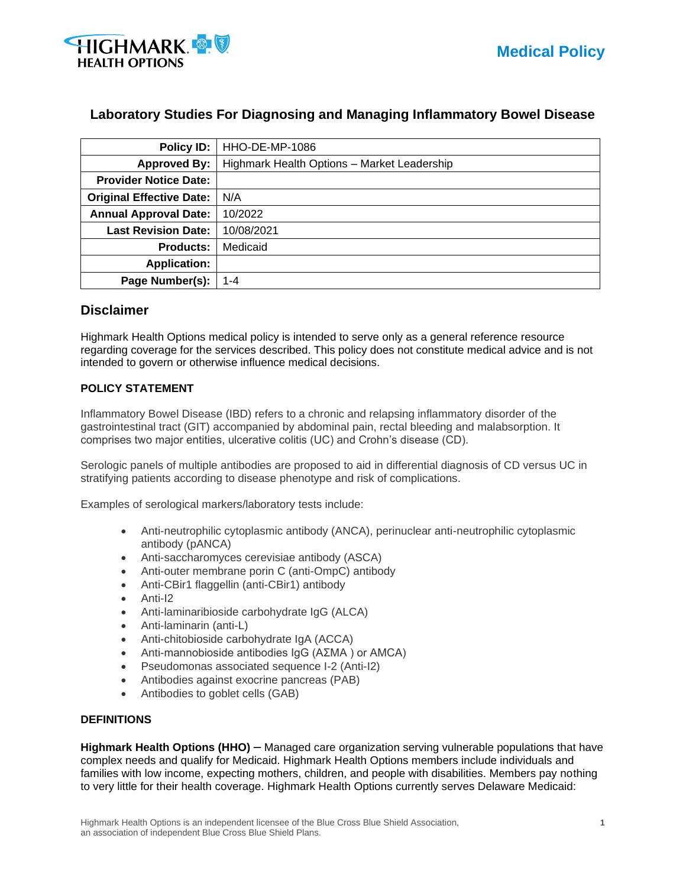# Medical Policy

## Laboratory Studies For Diagnosing and Managing Inflammatory Bowel Disease

| | |
|---|---|
| **Policy ID:** | HHO-DE-MP-1086 |
| **Approved By:** | Highmark Health Options – Market Leadership |
| **Provider Notice Date:** | |
| **Original Effective Date:** | N/A |
| **Annual Approval Date:** | 10/2022 |
| **Last Revision Date:** | 10/08/2021 |
| **Products:** | Medicaid |
| **Application:** | |
| **Page Number(s):** | 1-4 |

## Disclaimer

Highmark Health Options medical policy is intended to serve only as a general reference resource regarding coverage for the services described. This policy does not constitute medical advice and is not intended to govern or otherwise influence medical decisions.

### POLICY STATEMENT

Inflammatory Bowel Disease (IBD) refers to a chronic and relapsing inflammatory disorder of the gastrointestinal tract (GIT) accompanied by abdominal pain, rectal bleeding and malabsorption. It comprises two major entities, ulcerative colitis (UC) and Crohn's disease (CD).

Serologic panels of multiple antibodies are proposed to aid in differential diagnosis of CD versus UC in stratifying patients according to disease phenotype and risk of complications.

Examples of serological markers/laboratory tests include:

- Anti-neutrophilic cytoplasmic antibody (ANCA), perinuclear anti-neutrophilic cytoplasmic antibody (pANCA)
- Anti-saccharomyces cerevisiae antibody (ASCA)
- Anti-outer membrane porin C (anti-OmpC) antibody
- Anti-CBir1 flaggellin (anti-CBir1) antibody
- Anti-I2
- Anti-laminaribioside carbohydrate IgG (ALCA)
- Anti-laminarin (anti-L)
- Anti-chitobioside carbohydrate IgA (ACCA)
- Anti-mannobioside antibodies IgG (AΣMA ) or AMCA)
- Pseudomonas associated sequence I-2 (Anti-I2)
- Antibodies against exocrine pancreas (PAB)
- Antibodies to goblet cells (GAB)

### DEFINITIONS

**Highmark Health Options (HHO)** – Managed care organization serving vulnerable populations that have complex needs and qualify for Medicaid. Highmark Health Options members include individuals and families with low income, expecting mothers, children, and people with disabilities. Members pay nothing to very little for their health coverage. Highmark Health Options currently serves Delaware Medicaid: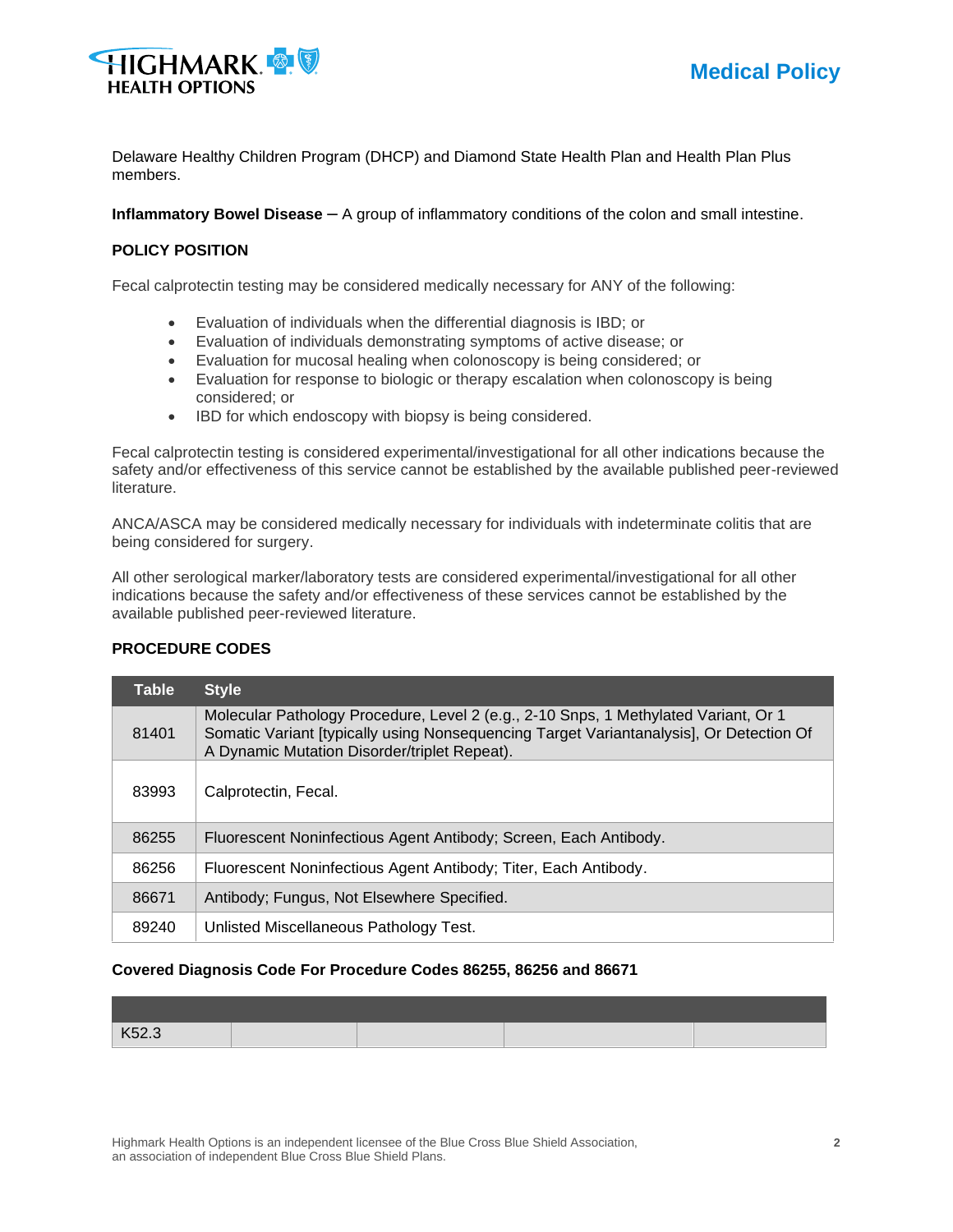Delaware Healthy Children Program (DHCP) and Diamond State Health Plan and Health Plan Plus members.

**Inflammatory Bowel Disease** – A group of inflammatory conditions of the colon and small intestine.

**POLICY POSITION**

Fecal calprotectin testing may be considered medically necessary for ANY of the following:

- Evaluation of individuals when the differential diagnosis is IBD; or
- Evaluation of individuals demonstrating symptoms of active disease; or
- Evaluation for mucosal healing when colonoscopy is being considered; or
- Evaluation for response to biologic or therapy escalation when colonoscopy is being considered; or
- IBD for which endoscopy with biopsy is being considered.

Fecal calprotectin testing is considered experimental/investigational for all other indications because the safety and/or effectiveness of this service cannot be established by the available published peer-reviewed literature.

ANCA/ASCA may be considered medically necessary for individuals with indeterminate colitis that are being considered for surgery.

All other serological marker/laboratory tests are considered experimental/investigational for all other indications because the safety and/or effectiveness of these services cannot be established by the available published peer-reviewed literature.

**PROCEDURE CODES**

| Table | Style |
|---|---|
| 81401 | Molecular Pathology Procedure, Level 2 (e.g., 2-10 Snps, 1 Methylated Variant, Or 1 Somatic Variant [typically using Nonsequencing Target Variantanalysis], Or Detection Of A Dynamic Mutation Disorder/triplet Repeat). |
| 83993 | Calprotectin, Fecal. |
| 86255 | Fluorescent Noninfectious Agent Antibody; Screen, Each Antibody. |
| 86256 | Fluorescent Noninfectious Agent Antibody; Titer, Each Antibody. |
| 86671 | Antibody; Fungus, Not Elsewhere Specified. |
| 89240 | Unlisted Miscellaneous Pathology Test. |

**Covered Diagnosis Code For Procedure Codes 86255, 86256 and 86671**

| | | | | |
|---|---|---|---|---|
| K52.3 | | | | |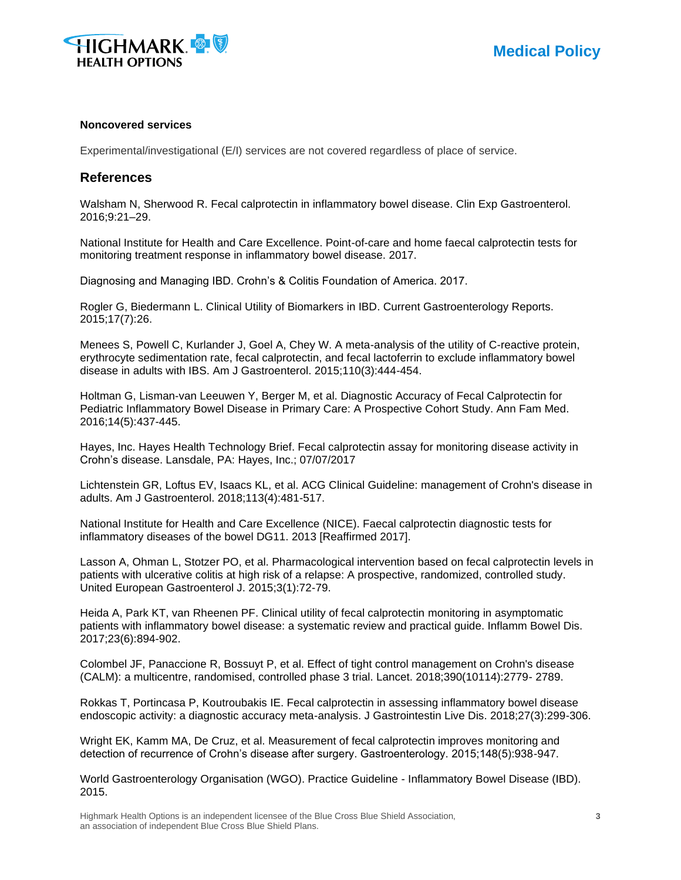**Noncovered services**

Experimental/investigational (E/I) services are not covered regardless of place of service.

## References

Walsham N, Sherwood R. Fecal calprotectin in inflammatory bowel disease. Clin Exp Gastroenterol. 2016;9:21–29.

National Institute for Health and Care Excellence. Point-of-care and home faecal calprotectin tests for monitoring treatment response in inflammatory bowel disease. 2017.

Diagnosing and Managing IBD. Crohn's & Colitis Foundation of America. 2017.

Rogler G, Biedermann L. Clinical Utility of Biomarkers in IBD. Current Gastroenterology Reports. 2015;17(7):26.

Menees S, Powell C, Kurlander J, Goel A, Chey W. A meta-analysis of the utility of C-reactive protein, erythrocyte sedimentation rate, fecal calprotectin, and fecal lactoferrin to exclude inflammatory bowel disease in adults with IBS. Am J Gastroenterol. 2015;110(3):444-454.

Holtman G, Lisman-van Leeuwen Y, Berger M, et al. Diagnostic Accuracy of Fecal Calprotectin for Pediatric Inflammatory Bowel Disease in Primary Care: A Prospective Cohort Study. Ann Fam Med. 2016;14(5):437-445.

Hayes, Inc. Hayes Health Technology Brief. Fecal calprotectin assay for monitoring disease activity in Crohn's disease. Lansdale, PA: Hayes, Inc.; 07/07/2017

Lichtenstein GR, Loftus EV, Isaacs KL, et al. ACG Clinical Guideline: management of Crohn's disease in adults. Am J Gastroenterol. 2018;113(4):481-517.

National Institute for Health and Care Excellence (NICE). Faecal calprotectin diagnostic tests for inflammatory diseases of the bowel DG11. 2013 [Reaffirmed 2017].

Lasson A, Ohman L, Stotzer PO, et al. Pharmacological intervention based on fecal calprotectin levels in patients with ulcerative colitis at high risk of a relapse: A prospective, randomized, controlled study. United European Gastroenterol J. 2015;3(1):72-79.

Heida A, Park KT, van Rheenen PF. Clinical utility of fecal calprotectin monitoring in asymptomatic patients with inflammatory bowel disease: a systematic review and practical guide. Inflamm Bowel Dis. 2017;23(6):894-902.

Colombel JF, Panaccione R, Bossuyt P, et al. Effect of tight control management on Crohn's disease (CALM): a multicentre, randomised, controlled phase 3 trial. Lancet. 2018;390(10114):2779- 2789.

Rokkas T, Portincasa P, Koutroubakis IE. Fecal calprotectin in assessing inflammatory bowel disease endoscopic activity: a diagnostic accuracy meta-analysis. J Gastrointestin Live Dis. 2018;27(3):299-306.

Wright EK, Kamm MA, De Cruz, et al. Measurement of fecal calprotectin improves monitoring and detection of recurrence of Crohn's disease after surgery. Gastroenterology. 2015;148(5):938-947.

World Gastroenterology Organisation (WGO). Practice Guideline - Inflammatory Bowel Disease (IBD). 2015.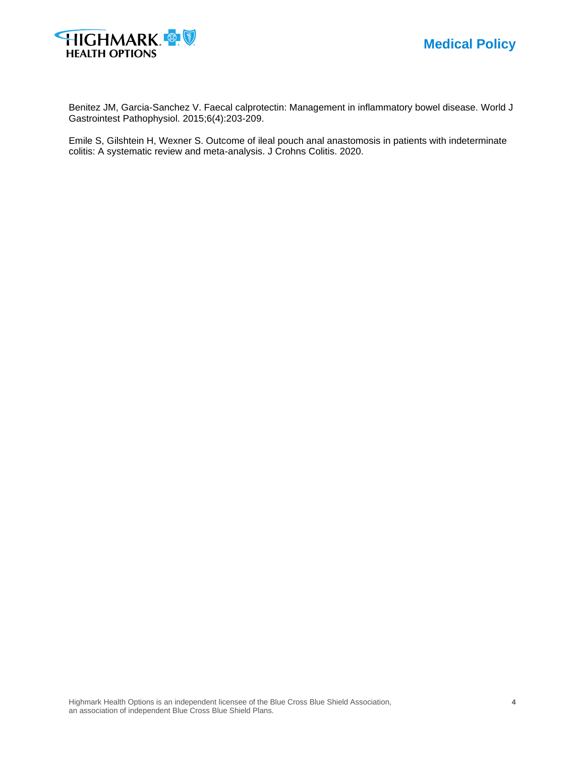Benitez JM, Garcia-Sanchez V. Faecal calprotectin: Management in inflammatory bowel disease. World J Gastrointest Pathophysiol. 2015;6(4):203-209.

Emile S, Gilshtein H, Wexner S. Outcome of ileal pouch anal anastomosis in patients with indeterminate colitis: A systematic review and meta-analysis. J Crohns Colitis. 2020.